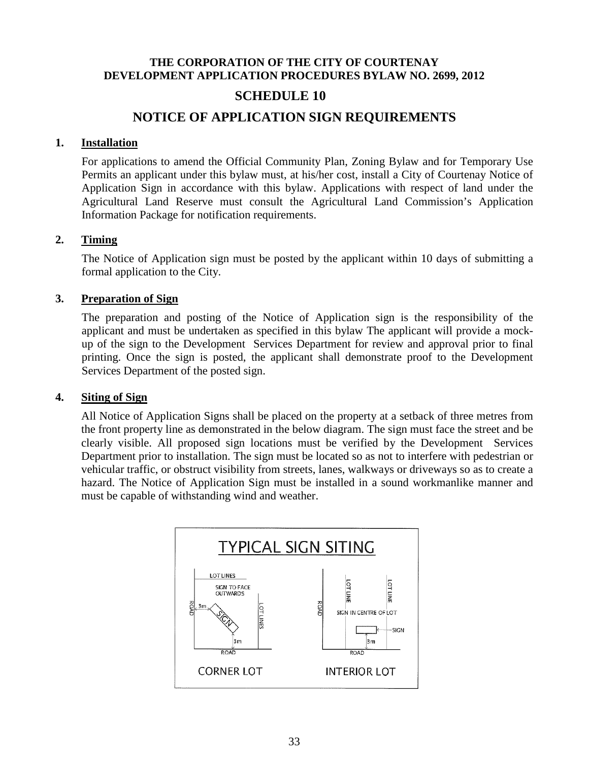**THE CORPORATION OF THE CITY OF COURTENAY**
**DEVELOPMENT APPLICATION PROCEDURES BYLAW NO. 2699, 2012**

# SCHEDULE 10

# NOTICE OF APPLICATION SIGN REQUIREMENTS

## 1. Installation

For applications to amend the Official Community Plan, Zoning Bylaw and for Temporary Use Permits an applicant under this bylaw must, at his/her cost, install a City of Courtenay Notice of Application Sign in accordance with this bylaw. Applications with respect of land under the Agricultural Land Reserve must consult the Agricultural Land Commission's Application Information Package for notification requirements.

## 2. Timing

The Notice of Application sign must be posted by the applicant within 10 days of submitting a formal application to the City.

## 3. Preparation of Sign

The preparation and posting of the Notice of Application sign is the responsibility of the applicant and must be undertaken as specified in this bylaw The applicant will provide a mock-up of the sign to the Development Services Department for review and approval prior to final printing. Once the sign is posted, the applicant shall demonstrate proof to the Development Services Department of the posted sign.

## 4. Siting of Sign

All Notice of Application Signs shall be placed on the property at a setback of three metres from the front property line as demonstrated in the below diagram. The sign must face the street and be clearly visible. All proposed sign locations must be verified by the Development Services Department prior to installation. The sign must be located so as not to interfere with pedestrian or vehicular traffic, or obstruct visibility from streets, lanes, walkways or driveways so as to create a hazard. The Notice of Application Sign must be installed in a sound workmanlike manner and must be capable of withstanding wind and weather.

TYPICAL SIGN SITING

CORNER LOT: LOT LINES; SIGN TO FACE OUTWARDS; ROAD; 3m; SIGN; LOT LINES; 3m; ROAD

INTERIOR LOT: LOT LINE; LOT LINE; ROAD; SIGN IN CENTRE OF LOT; SIGN; 3m; ROAD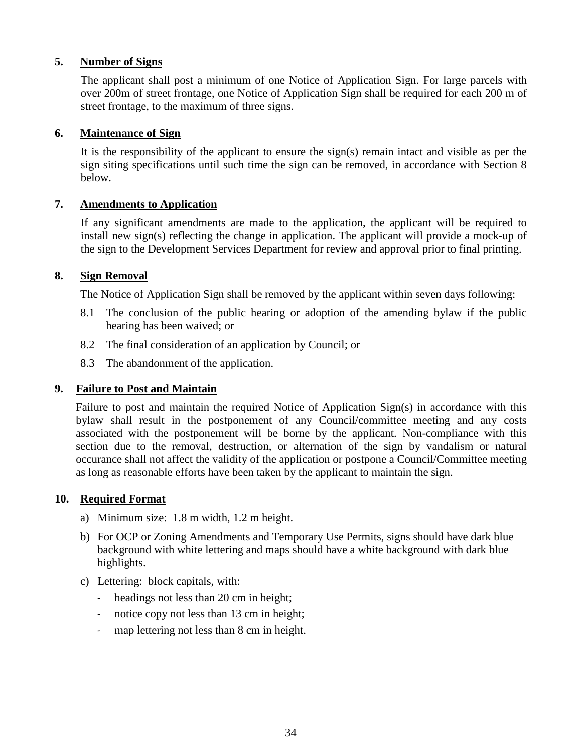## 5. Number of Signs

The applicant shall post a minimum of one Notice of Application Sign. For large parcels with over 200m of street frontage, one Notice of Application Sign shall be required for each 200 m of street frontage, to the maximum of three signs.

## 6. Maintenance of Sign

It is the responsibility of the applicant to ensure the sign(s) remain intact and visible as per the sign siting specifications until such time the sign can be removed, in accordance with Section 8 below.

## 7. Amendments to Application

If any significant amendments are made to the application, the applicant will be required to install new sign(s) reflecting the change in application. The applicant will provide a mock-up of the sign to the Development Services Department for review and approval prior to final printing.

## 8. Sign Removal

The Notice of Application Sign shall be removed by the applicant within seven days following:

8.1 The conclusion of the public hearing or adoption of the amending bylaw if the public hearing has been waived; or

8.2 The final consideration of an application by Council; or

8.3 The abandonment of the application.

## 9. Failure to Post and Maintain

Failure to post and maintain the required Notice of Application Sign(s) in accordance with this bylaw shall result in the postponement of any Council/committee meeting and any costs associated with the postponement will be borne by the applicant. Non-compliance with this section due to the removal, destruction, or alternation of the sign by vandalism or natural occurance shall not affect the validity of the application or postpone a Council/Committee meeting as long as reasonable efforts have been taken by the applicant to maintain the sign.

## 10. Required Format

a) Minimum size: 1.8 m width, 1.2 m height.

b) For OCP or Zoning Amendments and Temporary Use Permits, signs should have dark blue background with white lettering and maps should have a white background with dark blue highlights.

c) Lettering: block capitals, with:

- headings not less than 20 cm in height;
- notice copy not less than 13 cm in height;
- map lettering not less than 8 cm in height.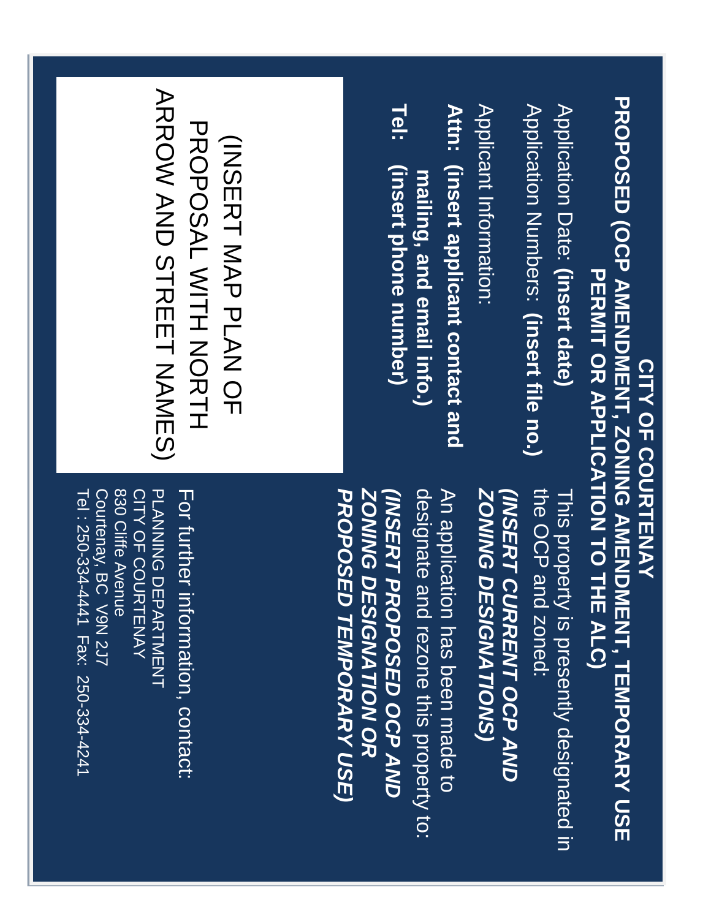# CITY OF COURTENAY

## PROPOSED (OCP AMENDMENT, ZONING AMENDMENT, TEMPORARY USE PERMIT OR APPLICATION TO THE ALC)

Application Date: **(insert date)**

Application Numbers: **(insert file no.)**

Applicant Information:

**Attn: (insert applicant contact and mailing, and email info.)**

**Tel: (insert phone number)**

(INSERT MAP PLAN OF PROPOSAL WITH NORTH ARROW AND STREET NAMES)

This property is presently designated in the OCP and zoned:

***(INSERT CURRENT OCP AND ZONING DESIGNATIONS)***

An application has been made to designate and rezone this property to:

***(INSERT PROPOSED OCP AND ZONING DESIGNATION OR PROPOSED TEMPORARY USE)***

For further information, contact:

PLANNING DEPARTMENT
CITY OF COURTENAY
830 Cliffe Avenue
Courtenay, BC V9N 2J7
Tel : 250-334-4441 Fax: 250-334-4241